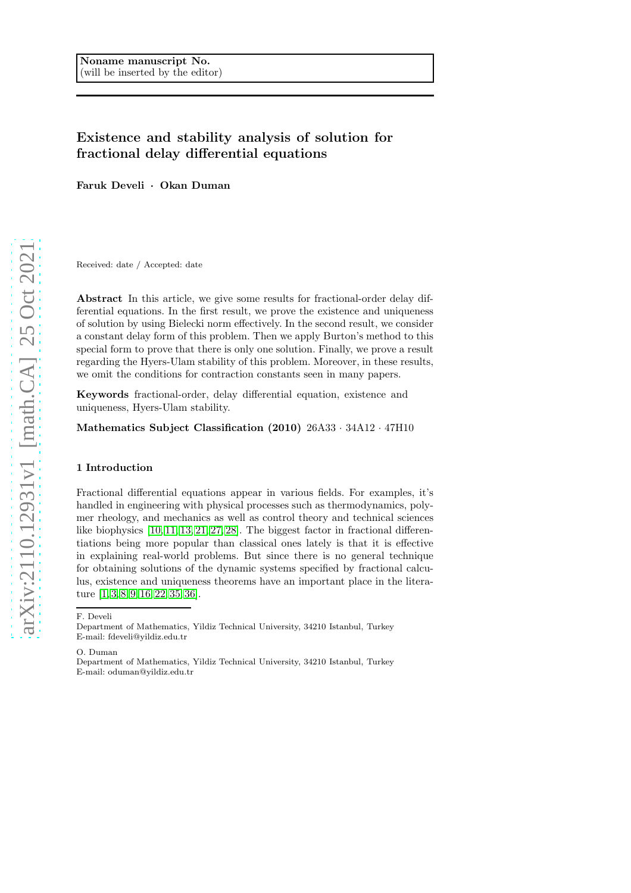Noname manuscript No.
(will be inserted by the editor)

# Existence and stability analysis of solution for fractional delay differential equations

**Faruk Develi · Okan Duman**

Received: date / Accepted: date

**Abstract** In this article, we give some results for fractional-order delay differential equations. In the first result, we prove the existence and uniqueness of solution by using Bielecki norm effectively. In the second result, we consider a constant delay form of this problem. Then we apply Burton's method to this special form to prove that there is only one solution. Finally, we prove a result regarding the Hyers-Ulam stability of this problem. Moreover, in these results, we omit the conditions for contraction constants seen in many papers.

**Keywords** fractional-order, delay differential equation, existence and uniqueness, Hyers-Ulam stability.

**Mathematics Subject Classification (2010)** 26A33 · 34A12 · 47H10

## 1 Introduction

Fractional differential equations appear in various fields. For examples, it's handled in engineering with physical processes such as thermodynamics, polymer rheology, and mechanics as well as control theory and technical sciences like biophysics [10,11,13,21,27,28]. The biggest factor in fractional differentiations being more popular than classical ones lately is that it is effective in explaining real-world problems. But since there is no general technique for obtaining solutions of the dynamic systems specified by fractional calculus, existence and uniqueness theorems have an important place in the literature [1,3,8,9,16,22,35,36].

F. Develi
Department of Mathematics, Yildiz Technical University, 34210 Istanbul, Turkey
E-mail: fdeveli@yildiz.edu.tr

O. Duman
Department of Mathematics, Yildiz Technical University, 34210 Istanbul, Turkey
E-mail: oduman@yildiz.edu.tr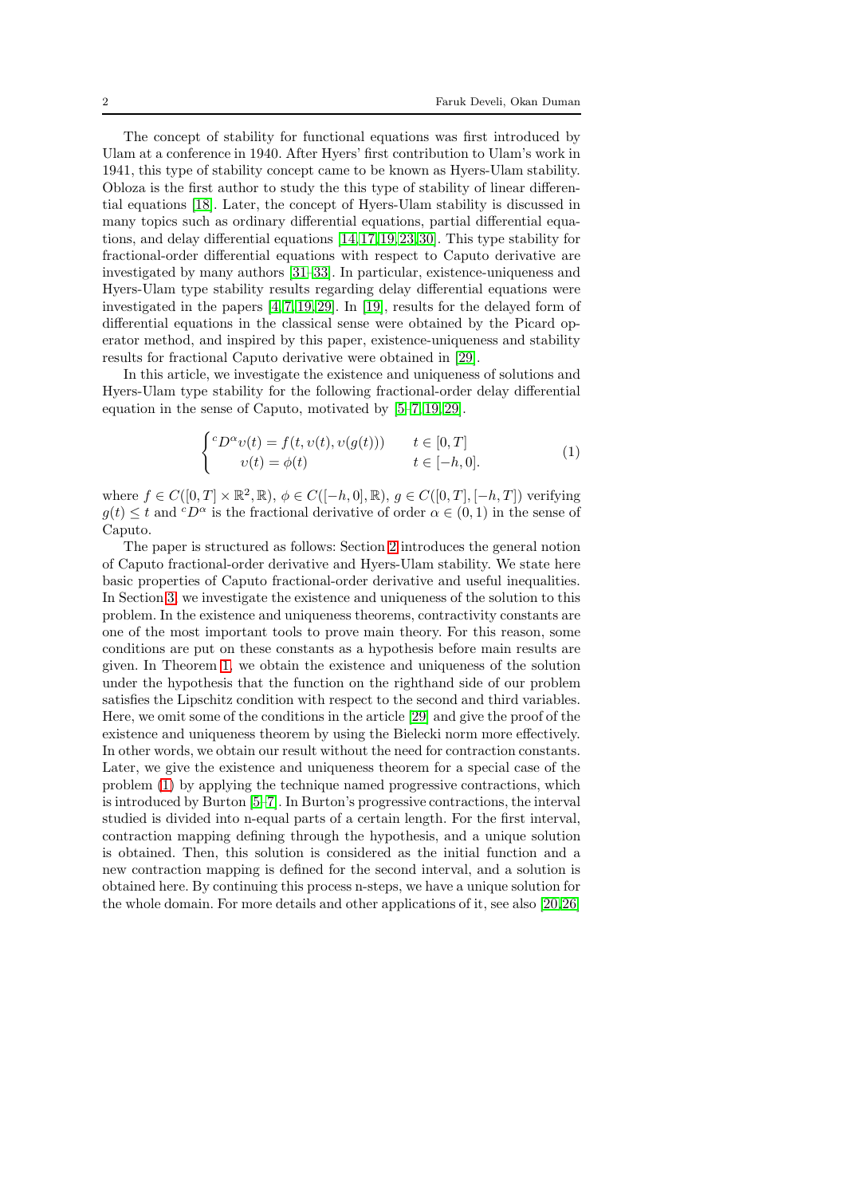The concept of stability for functional equations was first introduced by Ulam at a conference in 1940. After Hyers' first contribution to Ulam's work in 1941, this type of stability concept came to be known as Hyers-Ulam stability. Obloza is the first author to study the this type of stability of linear differential equations [18]. Later, the concept of Hyers-Ulam stability is discussed in many topics such as ordinary differential equations, partial differential equations, and delay differential equations [14,17,19,23,30]. This type stability for fractional-order differential equations with respect to Caputo derivative are investigated by many authors [31–33]. In particular, existence-uniqueness and Hyers-Ulam type stability results regarding delay differential equations were investigated in the papers [4,7,19,29]. In [19], results for the delayed form of differential equations in the classical sense were obtained by the Picard operator method, and inspired by this paper, existence-uniqueness and stability results for fractional Caputo derivative were obtained in [29].

In this article, we investigate the existence and uniqueness of solutions and Hyers-Ulam type stability for the following fractional-order delay differential equation in the sense of Caputo, motivated by [5–7,19,29].

$$\begin{cases} {}^{c}D^{\alpha}\upsilon(t) = f(t, \upsilon(t), \upsilon(g(t))) & t \in [0, T] \\ \qquad \upsilon(t) = \phi(t) & t \in [-h, 0]. \end{cases} \tag{1}$$

where $f \in C([0, T] \times \mathbb{R}^2, \mathbb{R})$, $\phi \in C([-h, 0], \mathbb{R})$, $g \in C([0, T], [-h, T])$ verifying $g(t) \le t$ and ${}^{c}D^{\alpha}$ is the fractional derivative of order $\alpha \in (0, 1)$ in the sense of Caputo.

The paper is structured as follows: Section 2 introduces the general notion of Caputo fractional-order derivative and Hyers-Ulam stability. We state here basic properties of Caputo fractional-order derivative and useful inequalities. In Section 3, we investigate the existence and uniqueness of the solution to this problem. In the existence and uniqueness theorems, contractivity constants are one of the most important tools to prove main theory. For this reason, some conditions are put on these constants as a hypothesis before main results are given. In Theorem 1, we obtain the existence and uniqueness of the solution under the hypothesis that the function on the righthand side of our problem satisfies the Lipschitz condition with respect to the second and third variables. Here, we omit some of the conditions in the article [29] and give the proof of the existence and uniqueness theorem by using the Bielecki norm more effectively. In other words, we obtain our result without the need for contraction constants. Later, we give the existence and uniqueness theorem for a special case of the problem (1) by applying the technique named progressive contractions, which is introduced by Burton [5–7]. In Burton's progressive contractions, the interval studied is divided into n-equal parts of a certain length. For the first interval, contraction mapping defining through the hypothesis, and a unique solution is obtained. Then, this solution is considered as the initial function and a new contraction mapping is defined for the second interval, and a solution is obtained here. By continuing this process n-steps, we have a unique solution for the whole domain. For more details and other applications of it, see also [20,26]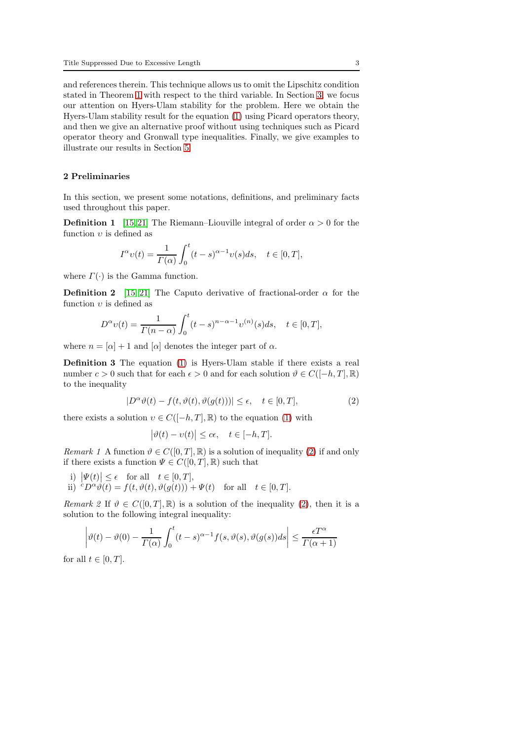and references therein. This technique allows us to omit the Lipschitz condition stated in Theorem 1 with respect to the third variable. In Section 3, we focus our attention on Hyers-Ulam stability for the problem. Here we obtain the Hyers-Ulam stability result for the equation (1) using Picard operators theory, and then we give an alternative proof without using techniques such as Picard operator theory and Gronwall type inequalities. Finally, we give examples to illustrate our results in Section 5.

## 2 Preliminaries

In this section, we present some notations, definitions, and preliminary facts used throughout this paper.

**Definition 1** [15,21] The Riemann–Liouville integral of order $\alpha > 0$ for the function $\upsilon$ is defined as

$$I^{\alpha}\upsilon(t) = \frac{1}{\Gamma(\alpha)}\int_0^t (t-s)^{\alpha-1}\upsilon(s)ds, \quad t \in [0,T],$$

where $\Gamma(\cdot)$ is the Gamma function.

**Definition 2** [15,21] The Caputo derivative of fractional-order $\alpha$ for the function $\upsilon$ is defined as

$$D^{\alpha}\upsilon(t) = \frac{1}{\Gamma(n-\alpha)}\int_0^t (t-s)^{n-\alpha-1}\upsilon^{(n)}(s)ds, \quad t \in [0,T],$$

where $n = [\alpha] + 1$ and $[\alpha]$ denotes the integer part of $\alpha$.

**Definition 3** The equation (1) is Hyers-Ulam stable if there exists a real number $c > 0$ such that for each $\epsilon > 0$ and for each solution $\vartheta \in C([-h,T],\mathbb{R})$ to the inequality

$$|D^{\alpha}\vartheta(t) - f(t,\vartheta(t),\vartheta(g(t)))| \leq \epsilon, \quad t \in [0,T], \tag{2}$$

there exists a solution $\upsilon \in C([-h,T],\mathbb{R})$ to the equation (1) with

$$\left|\vartheta(t) - \upsilon(t)\right| \leq c\epsilon, \quad t \in [-h,T].$$

*Remark 1* A function $\vartheta \in C([0,T],\mathbb{R})$ is a solution of inequality (2) if and only if there exists a function $\Psi \in C([0,T],\mathbb{R})$ such that

i) $\left|\Psi(t)\right| \leq \epsilon$ for all $t \in [0,T]$,
ii) ${}^{c}D^{\alpha}\vartheta(t) = f(t,\vartheta(t),\vartheta(g(t))) + \Psi(t)$ for all $t \in [0,T]$.

*Remark 2* If $\vartheta \in C([0,T],\mathbb{R})$ is a solution of the inequality (2), then it is a solution to the following integral inequality:

$$\left|\vartheta(t) - \vartheta(0) - \frac{1}{\Gamma(\alpha)}\int_0^t (t-s)^{\alpha-1}f(s,\vartheta(s),\vartheta(g(s))ds\right| \leq \frac{\epsilon T^{\alpha}}{\Gamma(\alpha+1)}$$

for all $t \in [0,T]$.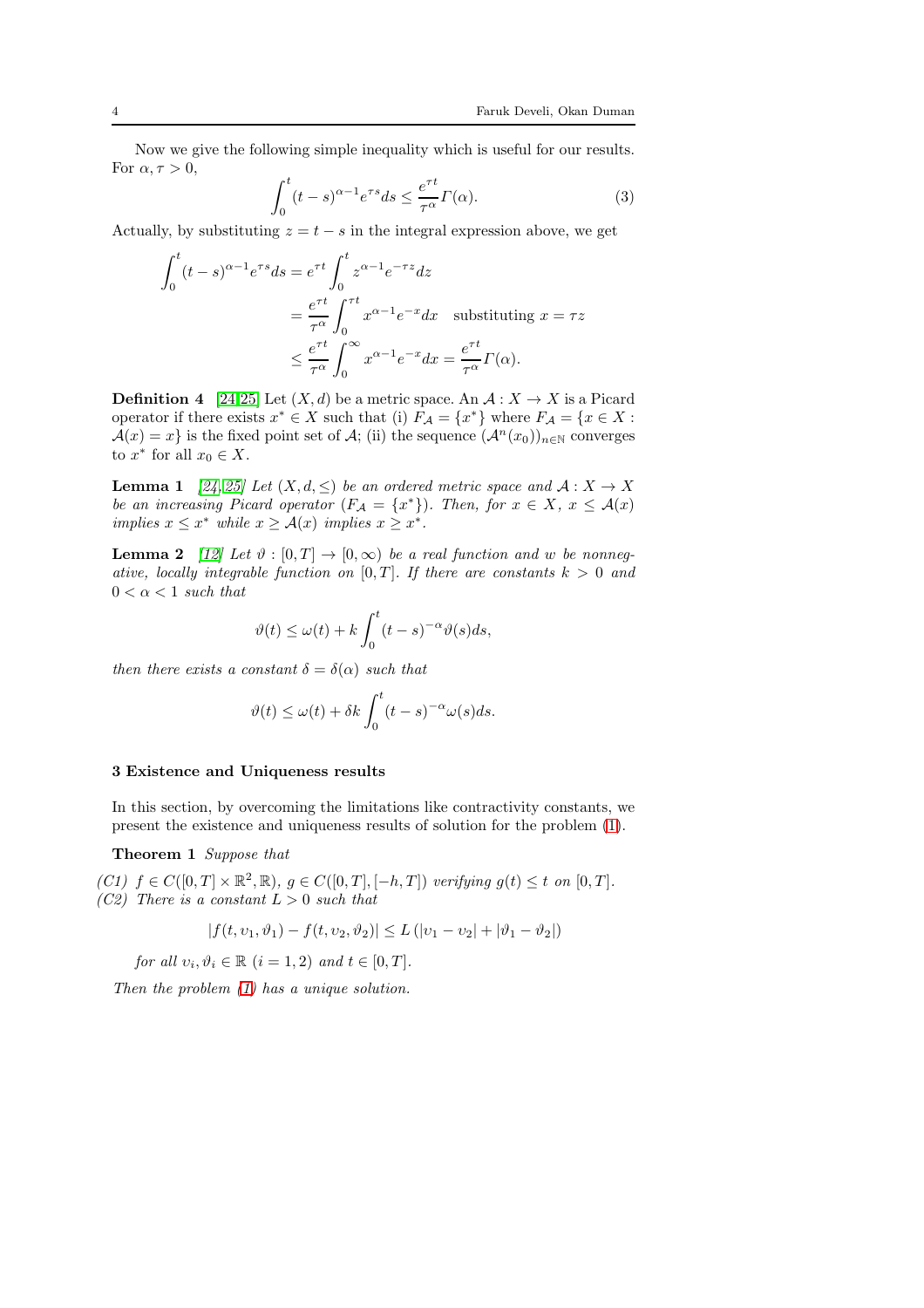Now we give the following simple inequality which is useful for our results. For $\alpha, \tau > 0$,

$$\int_0^t (t-s)^{\alpha-1} e^{\tau s} ds \leq \frac{e^{\tau t}}{\tau^\alpha} \Gamma(\alpha). \tag{3}$$

Actually, by substituting $z = t - s$ in the integral expression above, we get

$$\begin{aligned}
\int_0^t (t-s)^{\alpha-1} e^{\tau s} ds &= e^{\tau t} \int_0^t z^{\alpha-1} e^{-\tau z} dz \\
&= \frac{e^{\tau t}}{\tau^\alpha} \int_0^{\tau t} x^{\alpha-1} e^{-x} dx \quad \text{substituting } x = \tau z \\
&\leq \frac{e^{\tau t}}{\tau^\alpha} \int_0^\infty x^{\alpha-1} e^{-x} dx = \frac{e^{\tau t}}{\tau^\alpha} \Gamma(\alpha).
\end{aligned}$$

**Definition 4** [24,25] Let $(X, d)$ be a metric space. An $\mathcal{A} : X \to X$ is a Picard operator if there exists $x^* \in X$ such that (i) $F_{\mathcal{A}} = \{x^*\}$ where $F_{\mathcal{A}} = \{x \in X : \mathcal{A}(x) = x\}$ is the fixed point set of $\mathcal{A}$; (ii) the sequence $(\mathcal{A}^n(x_0))_{n \in \mathbb{N}}$ converges to $x^*$ for all $x_0 \in X$.

**Lemma 1** *[24,25] Let $(X, d, \leq)$ be an ordered metric space and $\mathcal{A} : X \to X$ be an increasing Picard operator ($F_{\mathcal{A}} = \{x^*\}$). Then, for $x \in X$, $x \leq \mathcal{A}(x)$ implies $x \leq x^*$ while $x \geq \mathcal{A}(x)$ implies $x \geq x^*$.*

**Lemma 2** *[12] Let $\vartheta : [0, T] \to [0, \infty)$ be a real function and $w$ be nonnegative, locally integrable function on $[0, T]$. If there are constants $k > 0$ and $0 < \alpha < 1$ such that*

$$\vartheta(t) \leq \omega(t) + k \int_0^t (t-s)^{-\alpha} \vartheta(s) ds,$$

*then there exists a constant $\delta = \delta(\alpha)$ such that*

$$\vartheta(t) \leq \omega(t) + \delta k \int_0^t (t-s)^{-\alpha} \omega(s) ds.$$

## 3 Existence and Uniqueness results

In this section, by overcoming the limitations like contractivity constants, we present the existence and uniqueness results of solution for the problem (1).

**Theorem 1** *Suppose that*

*(C1) $f \in C([0, T] \times \mathbb{R}^2, \mathbb{R})$, $g \in C([0, T], [-h, T])$ verifying $g(t) \leq t$ on $[0, T]$.*
*(C2) There is a constant $L > 0$ such that*

$$|f(t, \upsilon_1, \vartheta_1) - f(t, \upsilon_2, \vartheta_2)| \leq L \left( |\upsilon_1 - \upsilon_2| + |\vartheta_1 - \vartheta_2| \right)$$

*for all $\upsilon_i, \vartheta_i \in \mathbb{R}$ $(i = 1, 2)$ and $t \in [0, T]$.*

*Then the problem (1) has a unique solution.*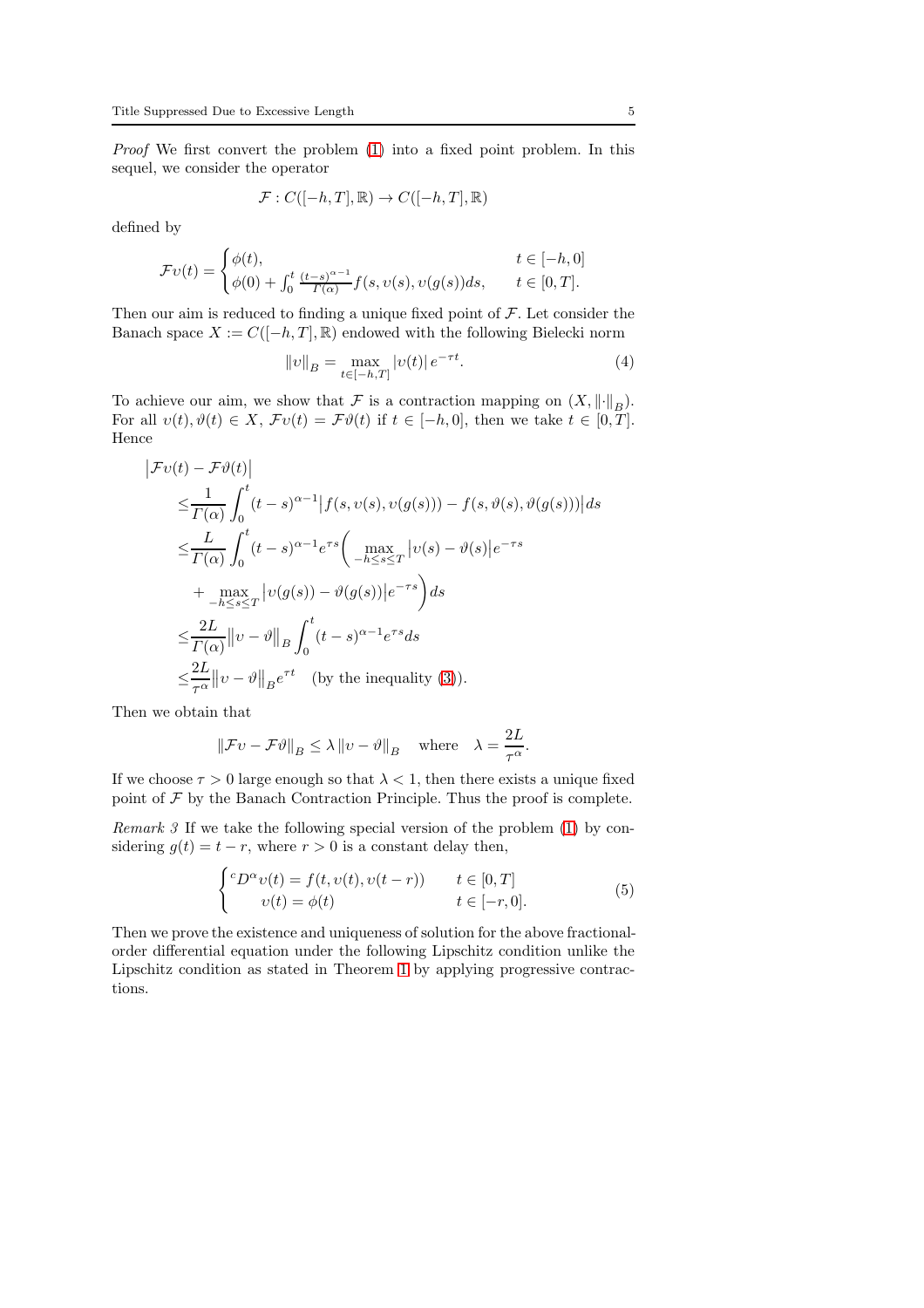*Proof* We first convert the problem (1) into a fixed point problem. In this sequel, we consider the operator

$$\mathcal{F} : C([-h,T],\mathbb{R}) \to C([-h,T],\mathbb{R})$$

defined by

$$\mathcal{F}\upsilon(t) = \begin{cases} \phi(t), & t \in [-h,0] \\ \phi(0) + \int_0^t \frac{(t-s)^{\alpha-1}}{\Gamma(\alpha)} f(s,\upsilon(s),\upsilon(g(s))ds, & t \in [0,T]. \end{cases}$$

Then our aim is reduced to finding a unique fixed point of $\mathcal{F}$. Let consider the Banach space $X := C([-h,T],\mathbb{R})$ endowed with the following Bielecki norm

$$\|\upsilon\|_B = \max_{t\in[-h,T]} |\upsilon(t)| \, e^{-\tau t}. \tag{4}$$

To achieve our aim, we show that $\mathcal{F}$ is a contraction mapping on $(X, \|\cdot\|_B)$. For all $\upsilon(t), \vartheta(t) \in X$, $\mathcal{F}\upsilon(t) = \mathcal{F}\vartheta(t)$ if $t \in [-h,0]$, then we take $t \in [0,T]$. Hence

$$\begin{aligned}
&\big|\mathcal{F}\upsilon(t) - \mathcal{F}\vartheta(t)\big| \\
&\leq \frac{1}{\Gamma(\alpha)} \int_0^t (t-s)^{\alpha-1} \big| f(s,\upsilon(s),\upsilon(g(s))) - f(s,\vartheta(s),\vartheta(g(s)))\big| ds \\
&\leq \frac{L}{\Gamma(\alpha)} \int_0^t (t-s)^{\alpha-1} e^{\tau s} \bigg( \max_{-h\leq s\leq T} \big|\upsilon(s) - \vartheta(s)\big| e^{-\tau s} \\
&\quad + \max_{-h\leq s\leq T} \big|\upsilon(g(s)) - \vartheta(g(s))\big| e^{-\tau s} \bigg) ds \\
&\leq \frac{2L}{\Gamma(\alpha)} \big\|\upsilon - \vartheta\big\|_B \int_0^t (t-s)^{\alpha-1} e^{\tau s} ds \\
&\leq \frac{2L}{\tau^\alpha} \big\|\upsilon - \vartheta\big\|_B e^{\tau t} \quad \text{(by the inequality (3))}.
\end{aligned}$$

Then we obtain that

$$\|\mathcal{F}\upsilon - \mathcal{F}\vartheta\|_B \leq \lambda \, \|\upsilon - \vartheta\|_B \quad \text{where} \quad \lambda = \frac{2L}{\tau^\alpha}.$$

If we choose $\tau > 0$ large enough so that $\lambda < 1$, then there exists a unique fixed point of $\mathcal{F}$ by the Banach Contraction Principle. Thus the proof is complete.

*Remark 3* If we take the following special version of the problem (1) by considering $g(t) = t - r$, where $r > 0$ is a constant delay then,

$$\begin{cases} {}^cD^\alpha \upsilon(t) = f(t,\upsilon(t),\upsilon(t-r)) & t \in [0,T] \\ \quad\;\; \upsilon(t) = \phi(t) & t \in [-r,0]. \end{cases} \tag{5}$$

Then we prove the existence and uniqueness of solution for the above fractional-order differential equation under the following Lipschitz condition unlike the Lipschitz condition as stated in Theorem 1 by applying progressive contractions.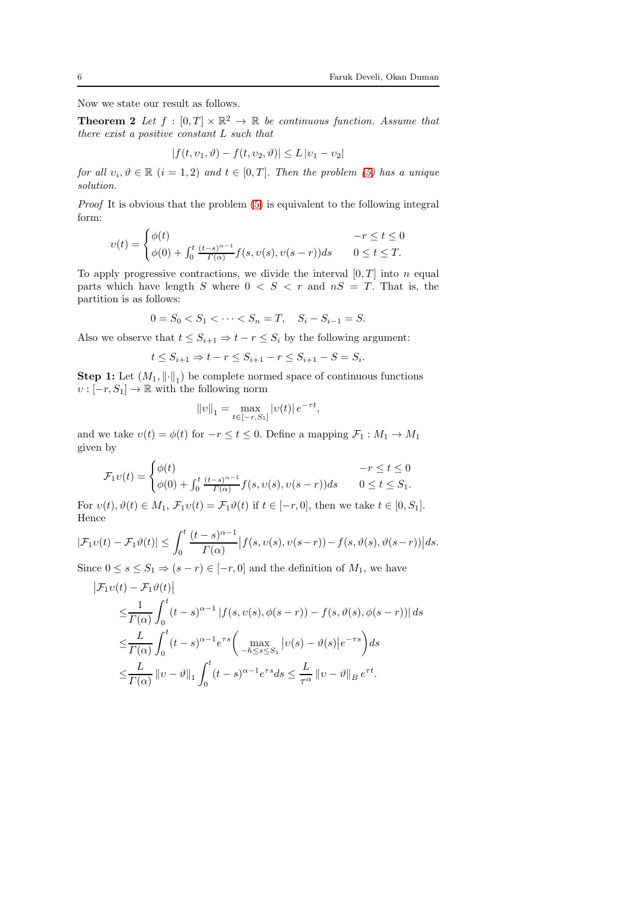Now we state our result as follows.

**Theorem 2** *Let $f : [0,T] \times \mathbb{R}^2 \to \mathbb{R}$ be continuous function. Assume that there exist a positive constant $L$ such that*

$$|f(t, \upsilon_1, \vartheta) - f(t, \upsilon_2, \vartheta)| \leq L\, |\upsilon_1 - \upsilon_2|$$

*for all $\upsilon_i, \vartheta \in \mathbb{R}$ $(i = 1, 2)$ and $t \in [0,T]$. Then the problem (5) has a unique solution.*

*Proof* It is obvious that the problem (5) is equivalent to the following integral form:

$$\upsilon(t) = \begin{cases} \phi(t) & -r \leq t \leq 0 \\ \phi(0) + \int_0^t \frac{(t-s)^{\alpha-1}}{\Gamma(\alpha)} f(s, \upsilon(s), \upsilon(s-r))ds & 0 \leq t \leq T. \end{cases}$$

To apply progressive contractions, we divide the interval $[0,T]$ into $n$ equal parts which have length $S$ where $0 < S < r$ and $nS = T$. That is, the partition is as follows:

$$0 = S_0 < S_1 < \cdots < S_n = T, \quad S_i - S_{i-1} = S.$$

Also we observe that $t \leq S_{i+1} \Rightarrow t - r \leq S_i$ by the following argument:

$$t \leq S_{i+1} \Rightarrow t - r \leq S_{i+1} - r \leq S_{i+1} - S = S_i.$$

**Step 1:** Let $(M_1, \|\cdot\|_1)$ be complete normed space of continuous functions $\upsilon : [-r, S_1] \to \mathbb{R}$ with the following norm

$$\|\upsilon\|_1 = \max_{t \in [-r, S_1]} |\upsilon(t)|\, e^{-\tau t},$$

and we take $\upsilon(t) = \phi(t)$ for $-r \leq t \leq 0$. Define a mapping $\mathcal{F}_1 : M_1 \to M_1$ given by

$$\mathcal{F}_1 \upsilon(t) = \begin{cases} \phi(t) & -r \leq t \leq 0 \\ \phi(0) + \int_0^t \frac{(t-s)^{\alpha-1}}{\Gamma(\alpha)} f(s, \upsilon(s), \upsilon(s-r))ds & 0 \leq t \leq S_1. \end{cases}$$

For $\upsilon(t), \vartheta(t) \in M_1$, $\mathcal{F}_1\upsilon(t) = \mathcal{F}_1\vartheta(t)$ if $t \in [-r, 0]$, then we take $t \in [0, S_1]$. Hence

$$|\mathcal{F}_1\upsilon(t) - \mathcal{F}_1\vartheta(t)| \leq \int_0^t \frac{(t-s)^{\alpha-1}}{\Gamma(\alpha)} \big|f(s, \upsilon(s), \upsilon(s-r)) - f(s, \vartheta(s), \vartheta(s-r))\big| ds.$$

Since $0 \leq s \leq S_1 \Rightarrow (s - r) \in [-r, 0]$ and the definition of $M_1$, we have

$$\begin{aligned}
&\big|\mathcal{F}_1\upsilon(t) - \mathcal{F}_1\vartheta(t)\big| \\
&\leq \frac{1}{\Gamma(\alpha)} \int_0^t (t-s)^{\alpha-1} \left|f(s, \upsilon(s), \phi(s-r)) - f(s, \vartheta(s), \phi(s-r))\right| ds \\
&\leq \frac{L}{\Gamma(\alpha)} \int_0^t (t-s)^{\alpha-1} e^{\tau s} \Big( \max_{-h \leq s \leq S_1} \big|\upsilon(s) - \vartheta(s)\big| e^{-\tau s} \Big) ds \\
&\leq \frac{L}{\Gamma(\alpha)} \|\upsilon - \vartheta\|_1 \int_0^t (t-s)^{\alpha-1} e^{\tau s} ds \leq \frac{L}{\tau^\alpha} \|\upsilon - \vartheta\|_B\, e^{\tau t}.
\end{aligned}$$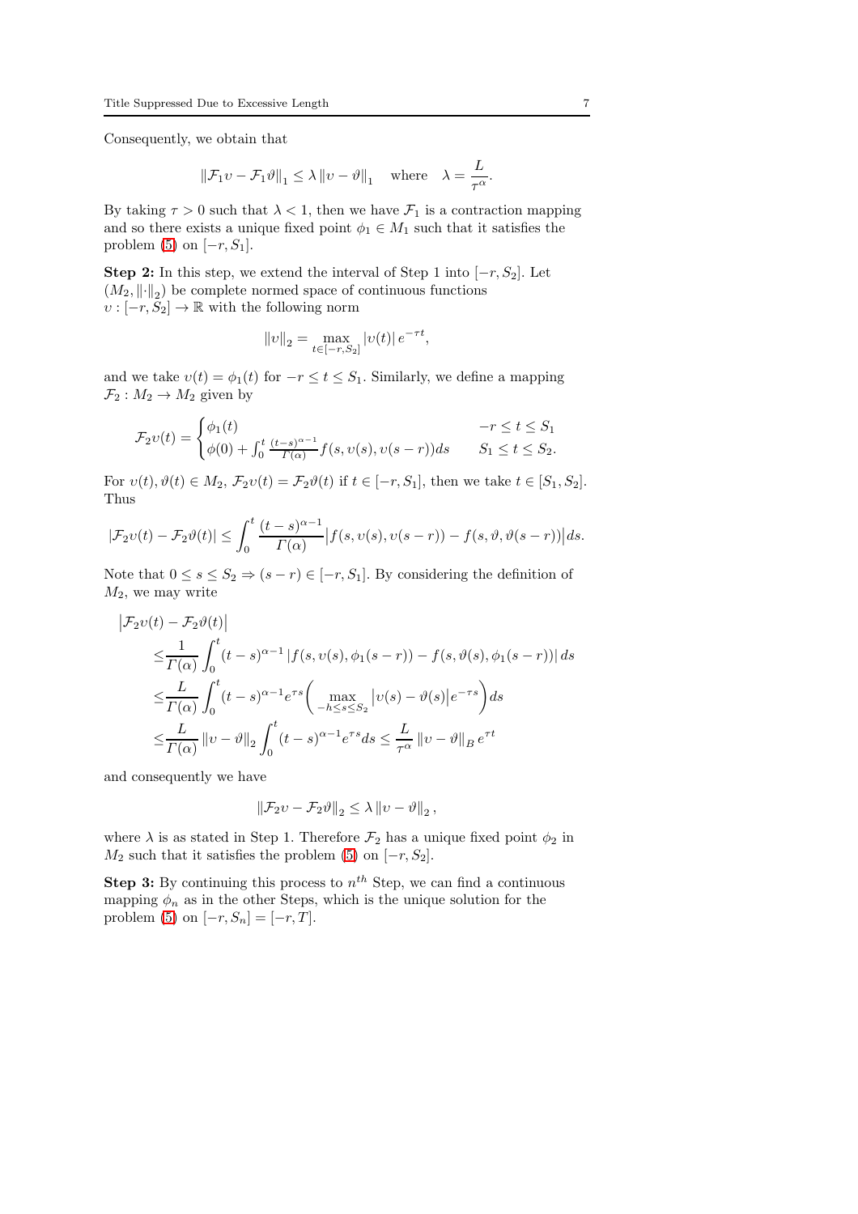Consequently, we obtain that

$$\|\mathcal{F}_1 \upsilon - \mathcal{F}_1 \vartheta\|_1 \leq \lambda \|\upsilon - \vartheta\|_1 \quad \text{where} \quad \lambda = \frac{L}{\tau^\alpha}.$$

By taking $\tau > 0$ such that $\lambda < 1$, then we have $\mathcal{F}_1$ is a contraction mapping and so there exists a unique fixed point $\phi_1 \in M_1$ such that it satisfies the problem (5) on $[-r, S_1]$.

**Step 2:** In this step, we extend the interval of Step 1 into $[-r, S_2]$. Let $(M_2, \|\cdot\|_2)$ be complete normed space of continuous functions $\upsilon : [-r, S_2] \to \mathbb{R}$ with the following norm

$$\|\upsilon\|_2 = \max_{t \in [-r, S_2]} |\upsilon(t)| \, e^{-\tau t},$$

and we take $\upsilon(t) = \phi_1(t)$ for $-r \leq t \leq S_1$. Similarly, we define a mapping $\mathcal{F}_2 : M_2 \to M_2$ given by

$$\mathcal{F}_2 \upsilon(t) = \begin{cases} \phi_1(t) & -r \leq t \leq S_1 \\ \phi(0) + \int_0^t \frac{(t-s)^{\alpha-1}}{\Gamma(\alpha)} f(s, \upsilon(s), \upsilon(s-r)) ds & S_1 \leq t \leq S_2. \end{cases}$$

For $\upsilon(t), \vartheta(t) \in M_2$, $\mathcal{F}_2 \upsilon(t) = \mathcal{F}_2 \vartheta(t)$ if $t \in [-r, S_1]$, then we take $t \in [S_1, S_2]$. Thus

$$|\mathcal{F}_2 \upsilon(t) - \mathcal{F}_2 \vartheta(t)| \leq \int_0^t \frac{(t-s)^{\alpha-1}}{\Gamma(\alpha)} \big| f(s, \upsilon(s), \upsilon(s-r)) - f(s, \vartheta, \vartheta(s-r)) \big| ds.$$

Note that $0 \leq s \leq S_2 \Rightarrow (s - r) \in [-r, S_1]$. By considering the definition of $M_2$, we may write

$$\begin{aligned}
&\big|\mathcal{F}_2 \upsilon(t) - \mathcal{F}_2 \vartheta(t)\big| \\
&\leq \frac{1}{\Gamma(\alpha)} \int_0^t (t-s)^{\alpha-1} \left| f(s, \upsilon(s), \phi_1(s-r)) - f(s, \vartheta(s), \phi_1(s-r)) \right| ds \\
&\leq \frac{L}{\Gamma(\alpha)} \int_0^t (t-s)^{\alpha-1} e^{\tau s} \bigg( \max_{-h \leq s \leq S_2} \big|\upsilon(s) - \vartheta(s)\big| e^{-\tau s} \bigg) ds \\
&\leq \frac{L}{\Gamma(\alpha)} \|\upsilon - \vartheta\|_2 \int_0^t (t-s)^{\alpha-1} e^{\tau s} ds \leq \frac{L}{\tau^\alpha} \|\upsilon - \vartheta\|_B \, e^{\tau t}
\end{aligned}$$

and consequently we have

$$\|\mathcal{F}_2 \upsilon - \mathcal{F}_2 \vartheta\|_2 \leq \lambda \|\upsilon - \vartheta\|_2 \,,$$

where $\lambda$ is as stated in Step 1. Therefore $\mathcal{F}_2$ has a unique fixed point $\phi_2$ in $M_2$ such that it satisfies the problem (5) on $[-r, S_2]$.

**Step 3:** By continuing this process to $n^{th}$ Step, we can find a continuous mapping $\phi_n$ as in the other Steps, which is the unique solution for the problem (5) on $[-r, S_n] = [-r, T]$.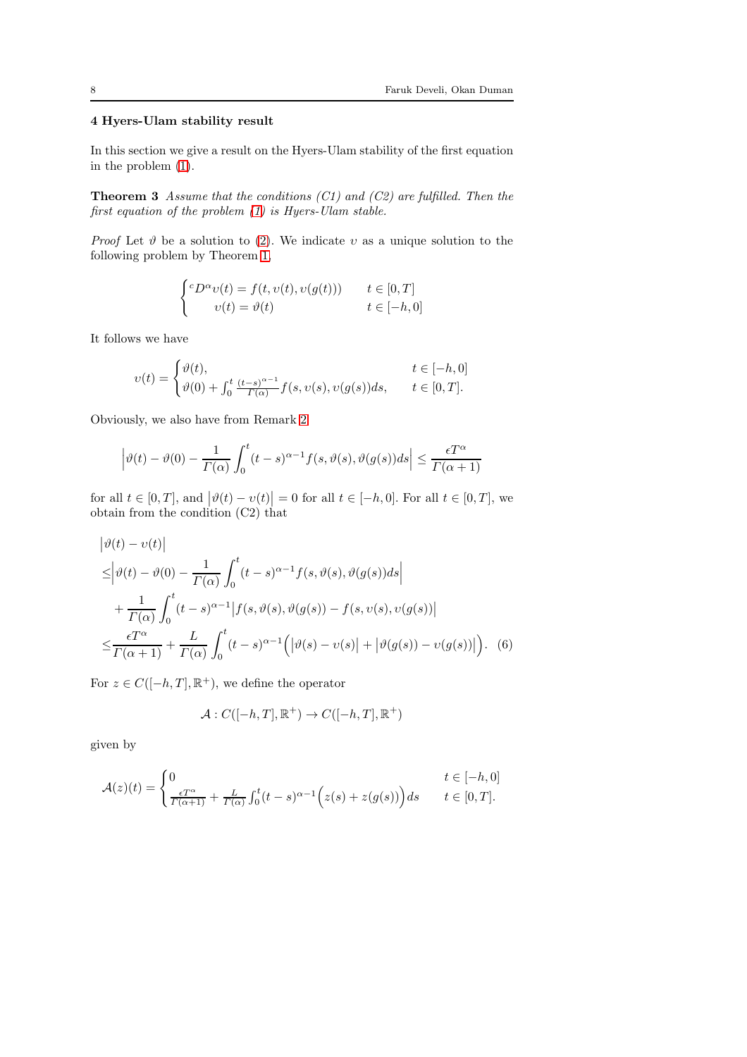## 4 Hyers-Ulam stability result

In this section we give a result on the Hyers-Ulam stability of the first equation in the problem (1).

**Theorem 3** *Assume that the conditions (C1) and (C2) are fulfilled. Then the first equation of the problem (1) is Hyers-Ulam stable.*

*Proof* Let $\vartheta$ be a solution to (2). We indicate $\upsilon$ as a unique solution to the following problem by Theorem 1.

$$\begin{cases} {}^{c}D^{\alpha}\upsilon(t) = f(t, \upsilon(t), \upsilon(g(t))) & t \in [0, T] \\ \qquad \upsilon(t) = \vartheta(t) & t \in [-h, 0] \end{cases}$$

It follows we have

$$\upsilon(t) = \begin{cases} \vartheta(t), & t \in [-h, 0] \\ \vartheta(0) + \int_0^t \frac{(t-s)^{\alpha-1}}{\Gamma(\alpha)} f(s, \upsilon(s), \upsilon(g(s))) ds, & t \in [0, T]. \end{cases}$$

Obviously, we also have from Remark 2

$$\left| \vartheta(t) - \vartheta(0) - \frac{1}{\Gamma(\alpha)} \int_0^t (t-s)^{\alpha-1} f(s, \vartheta(s), \vartheta(g(s))) ds \right| \leq \frac{\epsilon T^{\alpha}}{\Gamma(\alpha+1)}$$

for all $t \in [0, T]$, and $\left|\vartheta(t) - \upsilon(t)\right| = 0$ for all $t \in [-h, 0]$. For all $t \in [0, T]$, we obtain from the condition (C2) that

$$\begin{aligned}
&\left|\vartheta(t) - \upsilon(t)\right| \\
\leq &\left| \vartheta(t) - \vartheta(0) - \frac{1}{\Gamma(\alpha)} \int_0^t (t-s)^{\alpha-1} f(s, \vartheta(s), \vartheta(g(s))) ds \right| \\
&+ \frac{1}{\Gamma(\alpha)} \int_0^t (t-s)^{\alpha-1} \left| f(s, \vartheta(s), \vartheta(g(s))) - f(s, \upsilon(s), \upsilon(g(s))) \right| \\
\leq &\frac{\epsilon T^{\alpha}}{\Gamma(\alpha+1)} + \frac{L}{\Gamma(\alpha)} \int_0^t (t-s)^{\alpha-1} \Big( \left|\vartheta(s) - \upsilon(s)\right| + \left|\vartheta(g(s)) - \upsilon(g(s))\right| \Big). \quad (6)
\end{aligned}$$

For $z \in C([-h, T], \mathbb{R}^+)$, we define the operator

$$\mathcal{A} : C([-h, T], \mathbb{R}^+) \to C([-h, T], \mathbb{R}^+)$$

given by

$$\mathcal{A}(z)(t) = \begin{cases} 0 & t \in [-h, 0] \\ \frac{\epsilon T^{\alpha}}{\Gamma(\alpha+1)} + \frac{L}{\Gamma(\alpha)} \int_0^t (t-s)^{\alpha-1} \Big( z(s) + z(g(s)) \Big) ds & t \in [0, T]. \end{cases}$$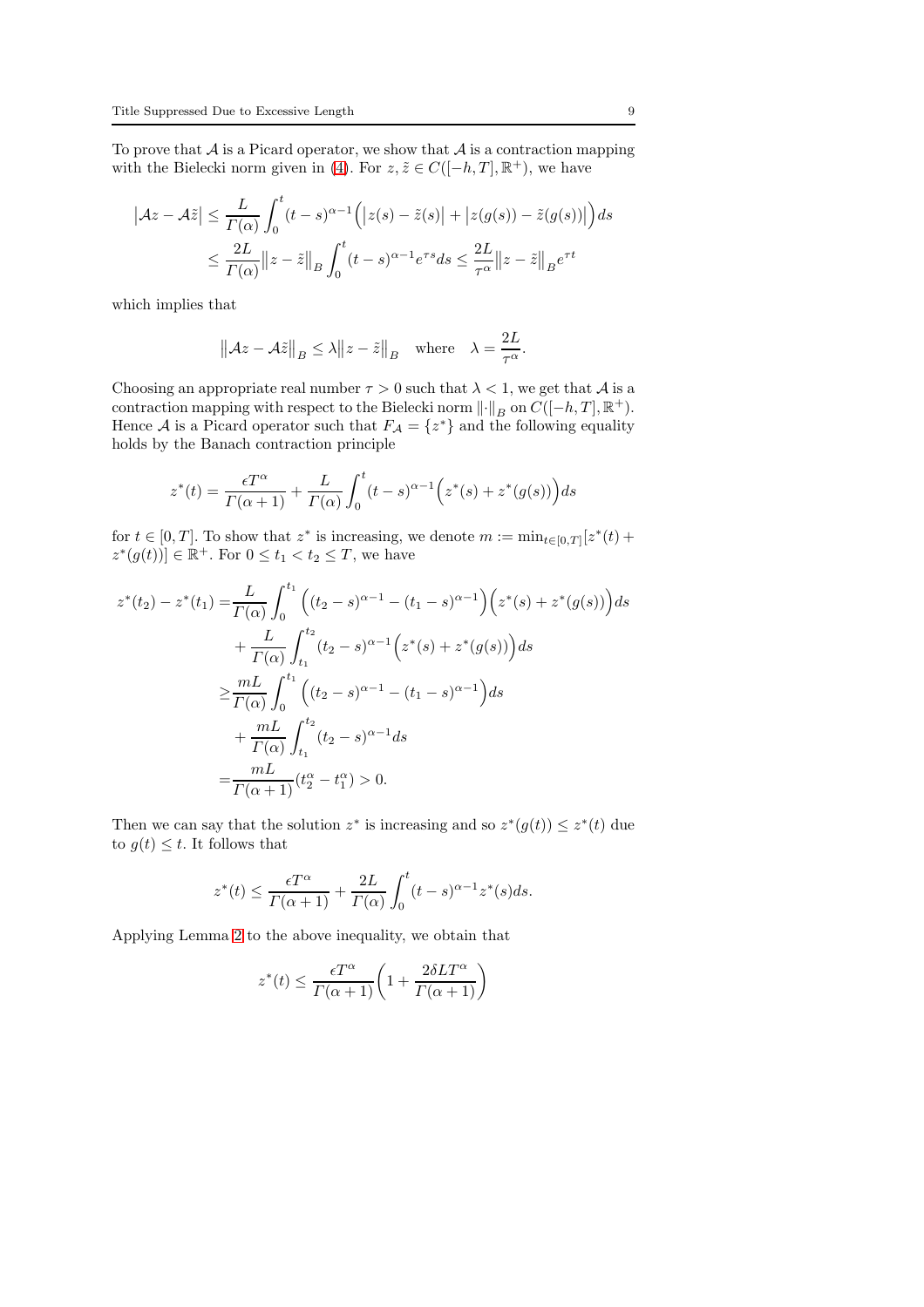To prove that $\mathcal{A}$ is a Picard operator, we show that $\mathcal{A}$ is a contraction mapping with the Bielecki norm given in (4). For $z, \tilde{z} \in C([-h,T], \mathbb{R}^+)$, we have

$$
\begin{aligned}
\left|\mathcal{A}z - \mathcal{A}\tilde{z}\right| &\leq \frac{L}{\Gamma(\alpha)} \int_0^t (t-s)^{\alpha-1} \Big( \left|z(s) - \tilde{z}(s)\right| + \left|z(g(s)) - \tilde{z}(g(s))\right| \Big) ds \\
&\leq \frac{2L}{\Gamma(\alpha)} \left\|z - \tilde{z}\right\|_B \int_0^t (t-s)^{\alpha-1} e^{\tau s} ds \leq \frac{2L}{\tau^\alpha} \left\|z - \tilde{z}\right\|_B e^{\tau t}
\end{aligned}
$$

which implies that

$$
\left\|\mathcal{A}z - \mathcal{A}\tilde{z}\right\|_B \leq \lambda \left\|z - \tilde{z}\right\|_B \quad \text{where} \quad \lambda = \frac{2L}{\tau^\alpha}.
$$

Choosing an appropriate real number $\tau > 0$ such that $\lambda < 1$, we get that $\mathcal{A}$ is a contraction mapping with respect to the Bielecki norm $\|\cdot\|_B$ on $C([-h,T], \mathbb{R}^+)$. Hence $\mathcal{A}$ is a Picard operator such that $F_{\mathcal{A}} = \{z^*\}$ and the following equality holds by the Banach contraction principle

$$
z^*(t) = \frac{\epsilon T^\alpha}{\Gamma(\alpha+1)} + \frac{L}{\Gamma(\alpha)} \int_0^t (t-s)^{\alpha-1} \Big( z^*(s) + z^*(g(s)) \Big) ds
$$

for $t \in [0,T]$. To show that $z^*$ is increasing, we denote $m := \min_{t \in [0,T]} [z^*(t) + z^*(g(t))] \in \mathbb{R}^+$. For $0 \leq t_1 < t_2 \leq T$, we have

$$
\begin{aligned}
z^*(t_2) - z^*(t_1) =& \frac{L}{\Gamma(\alpha)} \int_0^{t_1} \Big( (t_2 - s)^{\alpha-1} - (t_1 - s)^{\alpha-1} \Big) \Big( z^*(s) + z^*(g(s)) \Big) ds \\
&+ \frac{L}{\Gamma(\alpha)} \int_{t_1}^{t_2} (t_2 - s)^{\alpha-1} \Big( z^*(s) + z^*(g(s)) \Big) ds \\
\geq & \frac{mL}{\Gamma(\alpha)} \int_0^{t_1} \Big( (t_2 - s)^{\alpha-1} - (t_1 - s)^{\alpha-1} \Big) ds \\
&+ \frac{mL}{\Gamma(\alpha)} \int_{t_1}^{t_2} (t_2 - s)^{\alpha-1} ds \\
=& \frac{mL}{\Gamma(\alpha+1)} (t_2^\alpha - t_1^\alpha) > 0.
\end{aligned}
$$

Then we can say that the solution $z^*$ is increasing and so $z^*(g(t)) \leq z^*(t)$ due to $g(t) \leq t$. It follows that

$$
z^*(t) \leq \frac{\epsilon T^\alpha}{\Gamma(\alpha+1)} + \frac{2L}{\Gamma(\alpha)} \int_0^t (t-s)^{\alpha-1} z^*(s) ds.
$$

Applying Lemma 2 to the above inequality, we obtain that

$$
z^*(t) \leq \frac{\epsilon T^\alpha}{\Gamma(\alpha+1)} \left( 1 + \frac{2\delta L T^\alpha}{\Gamma(\alpha+1)} \right)
$$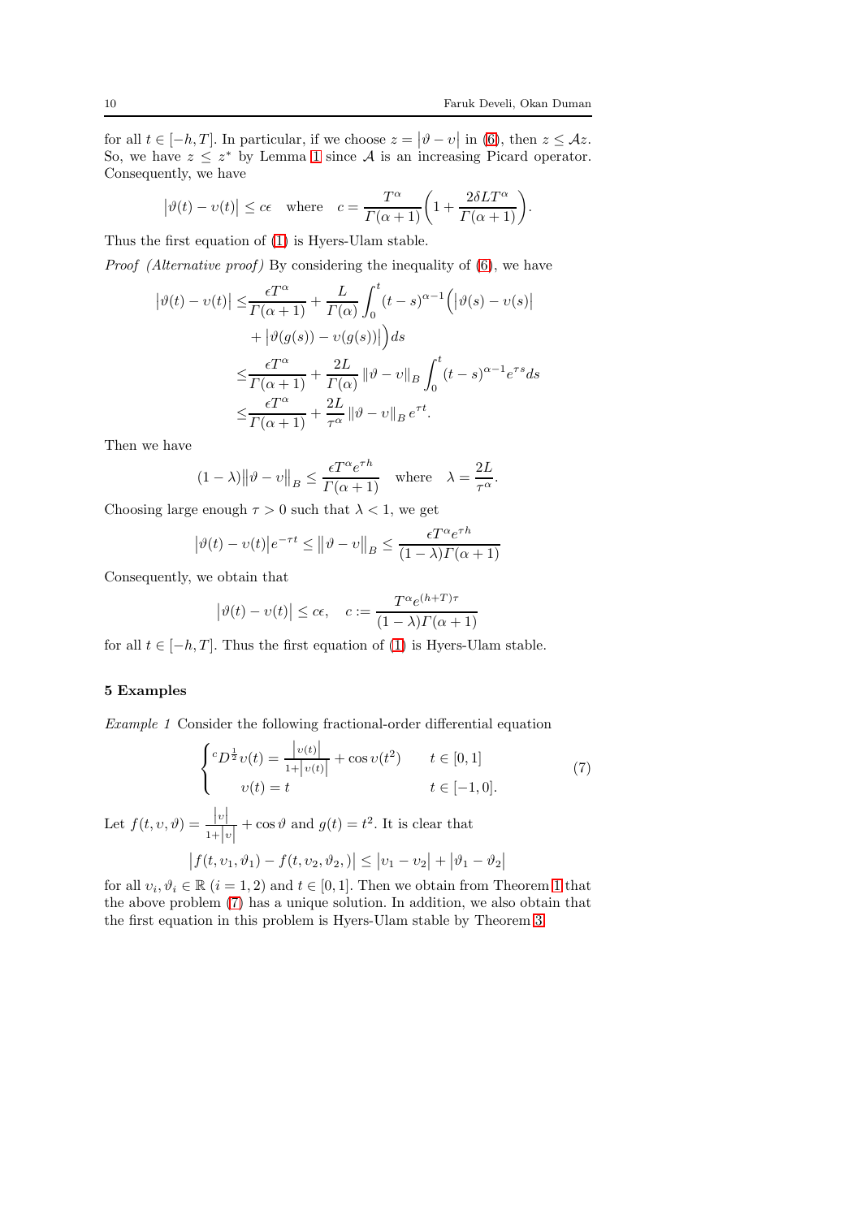for all $t \in [-h, T]$. In particular, if we choose $z = |\vartheta - \upsilon|$ in (6), then $z \leq \mathcal{A}z$. So, we have $z \leq z^*$ by Lemma 1 since $\mathcal{A}$ is an increasing Picard operator. Consequently, we have

$$\left|\vartheta(t) - \upsilon(t)\right| \leq c\epsilon \quad \text{where} \quad c = \frac{T^\alpha}{\Gamma(\alpha+1)}\left(1 + \frac{2\delta L T^\alpha}{\Gamma(\alpha+1)}\right).$$

Thus the first equation of (1) is Hyers-Ulam stable.

*Proof (Alternative proof)* By considering the inequality of (6), we have

$$\begin{aligned}
\left|\vartheta(t) - \upsilon(t)\right| \leq & \frac{\epsilon T^\alpha}{\Gamma(\alpha+1)} + \frac{L}{\Gamma(\alpha)} \int_0^t (t-s)^{\alpha-1}\Big(\left|\vartheta(s) - \upsilon(s)\right| \\
& + \left|\vartheta(g(s)) - \upsilon(g(s))\right|\Big) ds \\
\leq & \frac{\epsilon T^\alpha}{\Gamma(\alpha+1)} + \frac{2L}{\Gamma(\alpha)} \left\|\vartheta - \upsilon\right\|_B \int_0^t (t-s)^{\alpha-1} e^{\tau s} ds \\
\leq & \frac{\epsilon T^\alpha}{\Gamma(\alpha+1)} + \frac{2L}{\tau^\alpha} \left\|\vartheta - \upsilon\right\|_B e^{\tau t}.
\end{aligned}$$

Then we have

$$(1-\lambda)\left\|\vartheta - \upsilon\right\|_B \leq \frac{\epsilon T^\alpha e^{\tau h}}{\Gamma(\alpha+1)} \quad \text{where} \quad \lambda = \frac{2L}{\tau^\alpha}.$$

Choosing large enough $\tau > 0$ such that $\lambda < 1$, we get

$$\left|\vartheta(t) - \upsilon(t)\right| e^{-\tau t} \leq \left\|\vartheta - \upsilon\right\|_B \leq \frac{\epsilon T^\alpha e^{\tau h}}{(1-\lambda)\Gamma(\alpha+1)}$$

Consequently, we obtain that

$$\left|\vartheta(t) - \upsilon(t)\right| \leq c\epsilon, \quad c := \frac{T^\alpha e^{(h+T)\tau}}{(1-\lambda)\Gamma(\alpha+1)}$$

for all $t \in [-h, T]$. Thus the first equation of (1) is Hyers-Ulam stable.

## 5 Examples

*Example 1* Consider the following fractional-order differential equation

$$\begin{cases} {}^cD^{\frac{1}{2}}\upsilon(t) = \frac{\left|\upsilon(t)\right|}{1+\left|\upsilon(t)\right|} + \cos \upsilon(t^2) & t \in [0,1] \\ \quad \upsilon(t) = t & t \in [-1,0]. \end{cases} \tag{7}$$

Let $f(t, \upsilon, \vartheta) = \frac{|\upsilon|}{1+|\upsilon|} + \cos \vartheta$ and $g(t) = t^2$. It is clear that

$$\left|f(t, \upsilon_1, \vartheta_1) - f(t, \upsilon_2, \vartheta_2,)\right| \leq \left|\upsilon_1 - \upsilon_2\right| + \left|\vartheta_1 - \vartheta_2\right|$$

for all $\upsilon_i, \vartheta_i \in \mathbb{R}$ $(i = 1, 2)$ and $t \in [0, 1]$. Then we obtain from Theorem 1 that the above problem (7) has a unique solution. In addition, we also obtain that the first equation in this problem is Hyers-Ulam stable by Theorem 3.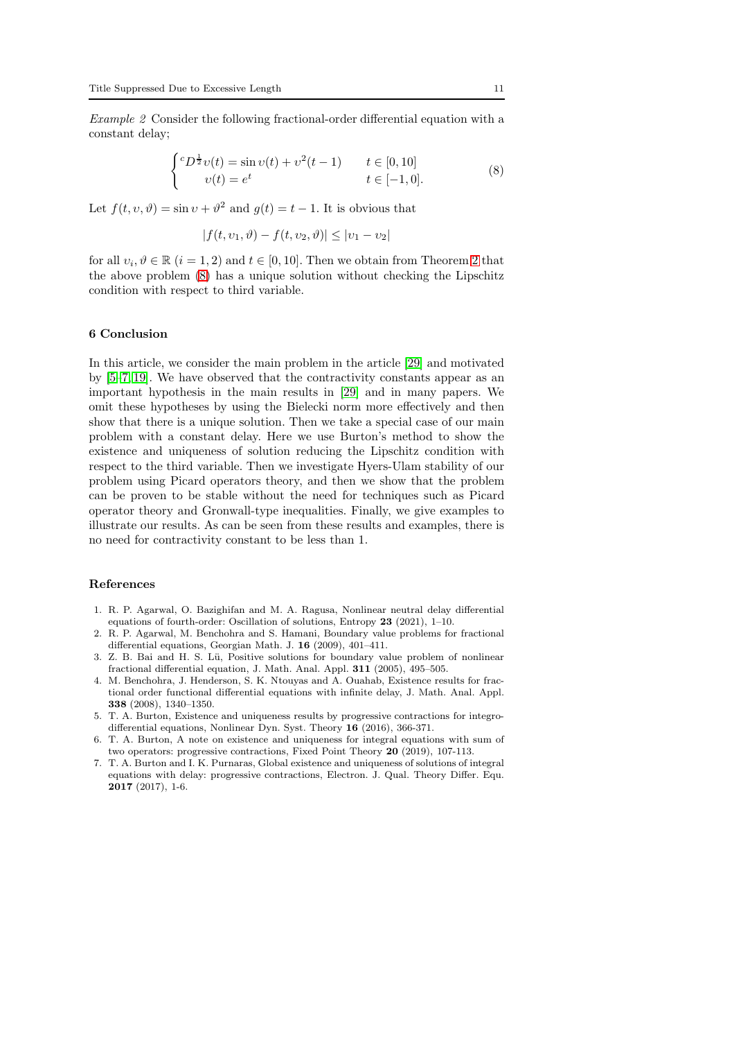*Example 2* Consider the following fractional-order differential equation with a constant delay;

$$\begin{cases} {}^cD^{\frac{1}{2}}\upsilon(t) = \sin\upsilon(t) + \upsilon^2(t-1) & t \in [0, 10] \\ \quad \upsilon(t) = e^t & t \in [-1, 0]. \end{cases} \tag{8}$$

Let $f(t, \upsilon, \vartheta) = \sin\upsilon + \vartheta^2$ and $g(t) = t - 1$. It is obvious that

$$|f(t, \upsilon_1, \vartheta) - f(t, \upsilon_2, \vartheta)| \leq |\upsilon_1 - \upsilon_2|$$

for all $\upsilon_i, \vartheta \in \mathbb{R}$ $(i = 1, 2)$ and $t \in [0, 10]$. Then we obtain from Theorem 2 that the above problem (8) has a unique solution without checking the Lipschitz condition with respect to third variable.

## 6 Conclusion

In this article, we consider the main problem in the article [29] and motivated by [5–7, 19]. We have observed that the contractivity constants appear as an important hypothesis in the main results in [29] and in many papers. We omit these hypotheses by using the Bielecki norm more effectively and then show that there is a unique solution. Then we take a special case of our main problem with a constant delay. Here we use Burton's method to show the existence and uniqueness of solution reducing the Lipschitz condition with respect to the third variable. Then we investigate Hyers-Ulam stability of our problem using Picard operators theory, and then we show that the problem can be proven to be stable without the need for techniques such as Picard operator theory and Gronwall-type inequalities. Finally, we give examples to illustrate our results. As can be seen from these results and examples, there is no need for contractivity constant to be less than 1.

## References

1. R. P. Agarwal, O. Bazighifan and M. A. Ragusa, Nonlinear neutral delay differential equations of fourth-order: Oscillation of solutions, Entropy **23** (2021), 1–10.
2. R. P. Agarwal, M. Benchohra and S. Hamani, Boundary value problems for fractional differential equations, Georgian Math. J. **16** (2009), 401–411.
3. Z. B. Bai and H. S. Lü, Positive solutions for boundary value problem of nonlinear fractional differential equation, J. Math. Anal. Appl. **311** (2005), 495–505.
4. M. Benchohra, J. Henderson, S. K. Ntouyas and A. Ouahab, Existence results for fractional order functional differential equations with infinite delay, J. Math. Anal. Appl. **338** (2008), 1340–1350.
5. T. A. Burton, Existence and uniqueness results by progressive contractions for integro-differential equations, Nonlinear Dyn. Syst. Theory **16** (2016), 366-371.
6. T. A. Burton, A note on existence and uniqueness for integral equations with sum of two operators: progressive contractions, Fixed Point Theory **20** (2019), 107-113.
7. T. A. Burton and I. K. Purnaras, Global existence and uniqueness of solutions of integral equations with delay: progressive contractions, Electron. J. Qual. Theory Differ. Equ. **2017** (2017), 1-6.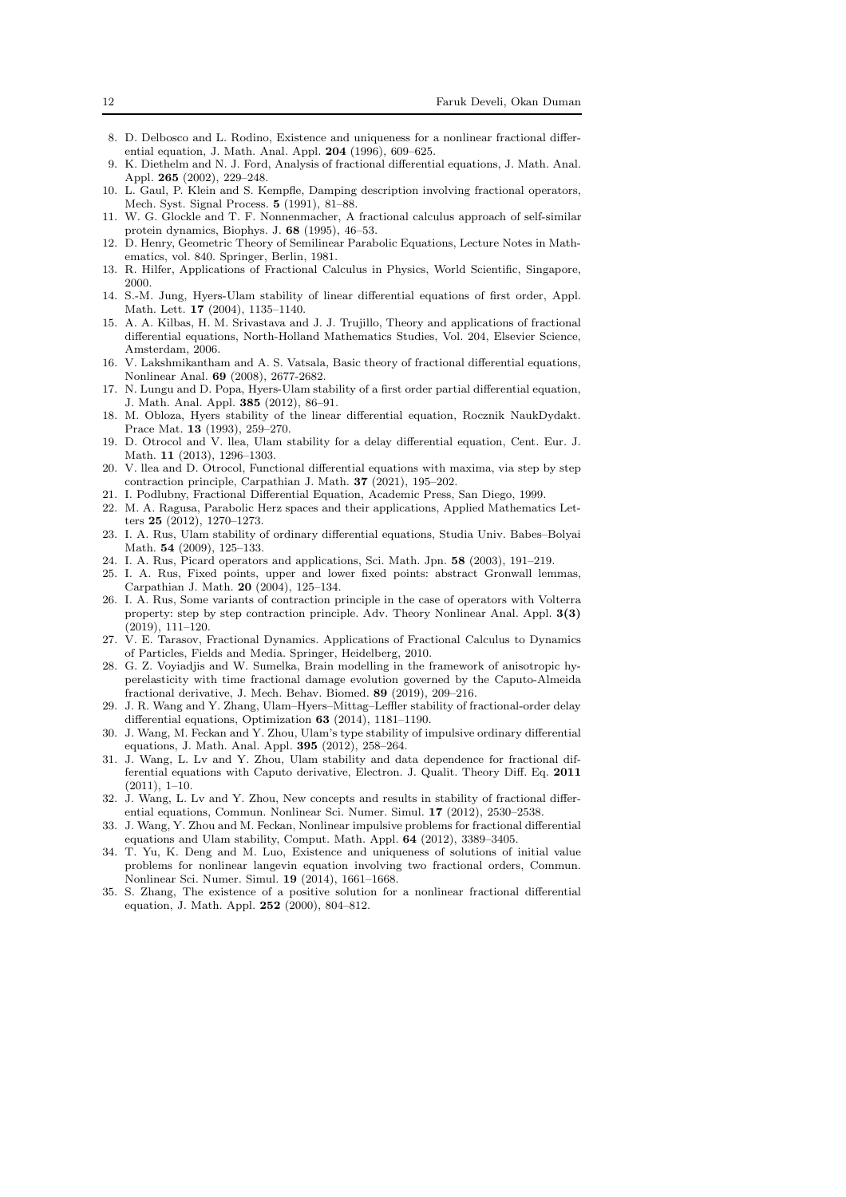8. D. Delbosco and L. Rodino, Existence and uniqueness for a nonlinear fractional differential equation, J. Math. Anal. Appl. **204** (1996), 609–625.
9. K. Diethelm and N. J. Ford, Analysis of fractional differential equations, J. Math. Anal. Appl. **265** (2002), 229–248.
10. L. Gaul, P. Klein and S. Kempfle, Damping description involving fractional operators, Mech. Syst. Signal Process. **5** (1991), 81–88.
11. W. G. Glockle and T. F. Nonnenmacher, A fractional calculus approach of self-similar protein dynamics, Biophys. J. **68** (1995), 46–53.
12. D. Henry, Geometric Theory of Semilinear Parabolic Equations, Lecture Notes in Mathematics, vol. 840. Springer, Berlin, 1981.
13. R. Hilfer, Applications of Fractional Calculus in Physics, World Scientific, Singapore, 2000.
14. S.-M. Jung, Hyers-Ulam stability of linear differential equations of first order, Appl. Math. Lett. **17** (2004), 1135–1140.
15. A. A. Kilbas, H. M. Srivastava and J. J. Trujillo, Theory and applications of fractional differential equations, North-Holland Mathematics Studies, Vol. 204, Elsevier Science, Amsterdam, 2006.
16. V. Lakshmikantham and A. S. Vatsala, Basic theory of fractional differential equations, Nonlinear Anal. **69** (2008), 2677-2682.
17. N. Lungu and D. Popa, Hyers-Ulam stability of a first order partial differential equation, J. Math. Anal. Appl. **385** (2012), 86–91.
18. M. Obloza, Hyers stability of the linear differential equation, Rocznik NaukDydakt. Prace Mat. **13** (1993), 259–270.
19. D. Otrocol and V. llea, Ulam stability for a delay differential equation, Cent. Eur. J. Math. **11** (2013), 1296–1303.
20. V. llea and D. Otrocol, Functional differential equations with maxima, via step by step contraction principle, Carpathian J. Math. **37** (2021), 195–202.
21. I. Podlubny, Fractional Differential Equation, Academic Press, San Diego, 1999.
22. M. A. Ragusa, Parabolic Herz spaces and their applications, Applied Mathematics Letters **25** (2012), 1270–1273.
23. I. A. Rus, Ulam stability of ordinary differential equations, Studia Univ. Babes–Bolyai Math. **54** (2009), 125–133.
24. I. A. Rus, Picard operators and applications, Sci. Math. Jpn. **58** (2003), 191–219.
25. I. A. Rus, Fixed points, upper and lower fixed points: abstract Gronwall lemmas, Carpathian J. Math. **20** (2004), 125–134.
26. I. A. Rus, Some variants of contraction principle in the case of operators with Volterra property: step by step contraction principle. Adv. Theory Nonlinear Anal. Appl. **3(3)** (2019), 111–120.
27. V. E. Tarasov, Fractional Dynamics. Applications of Fractional Calculus to Dynamics of Particles, Fields and Media. Springer, Heidelberg, 2010.
28. G. Z. Voyiadjis and W. Sumelka, Brain modelling in the framework of anisotropic hyperelasticity with time fractional damage evolution governed by the Caputo-Almeida fractional derivative, J. Mech. Behav. Biomed. **89** (2019), 209–216.
29. J. R. Wang and Y. Zhang, Ulam–Hyers–Mittag–Leffler stability of fractional-order delay differential equations, Optimization **63** (2014), 1181–1190.
30. J. Wang, M. Feckan and Y. Zhou, Ulam's type stability of impulsive ordinary differential equations, J. Math. Anal. Appl. **395** (2012), 258–264.
31. J. Wang, L. Lv and Y. Zhou, Ulam stability and data dependence for fractional differential equations with Caputo derivative, Electron. J. Qualit. Theory Diff. Eq. **2011** (2011), 1–10.
32. J. Wang, L. Lv and Y. Zhou, New concepts and results in stability of fractional differential equations, Commun. Nonlinear Sci. Numer. Simul. **17** (2012), 2530–2538.
33. J. Wang, Y. Zhou and M. Feckan, Nonlinear impulsive problems for fractional differential equations and Ulam stability, Comput. Math. Appl. **64** (2012), 3389–3405.
34. T. Yu, K. Deng and M. Luo, Existence and uniqueness of solutions of initial value problems for nonlinear langevin equation involving two fractional orders, Commun. Nonlinear Sci. Numer. Simul. **19** (2014), 1661–1668.
35. S. Zhang, The existence of a positive solution for a nonlinear fractional differential equation, J. Math. Appl. **252** (2000), 804–812.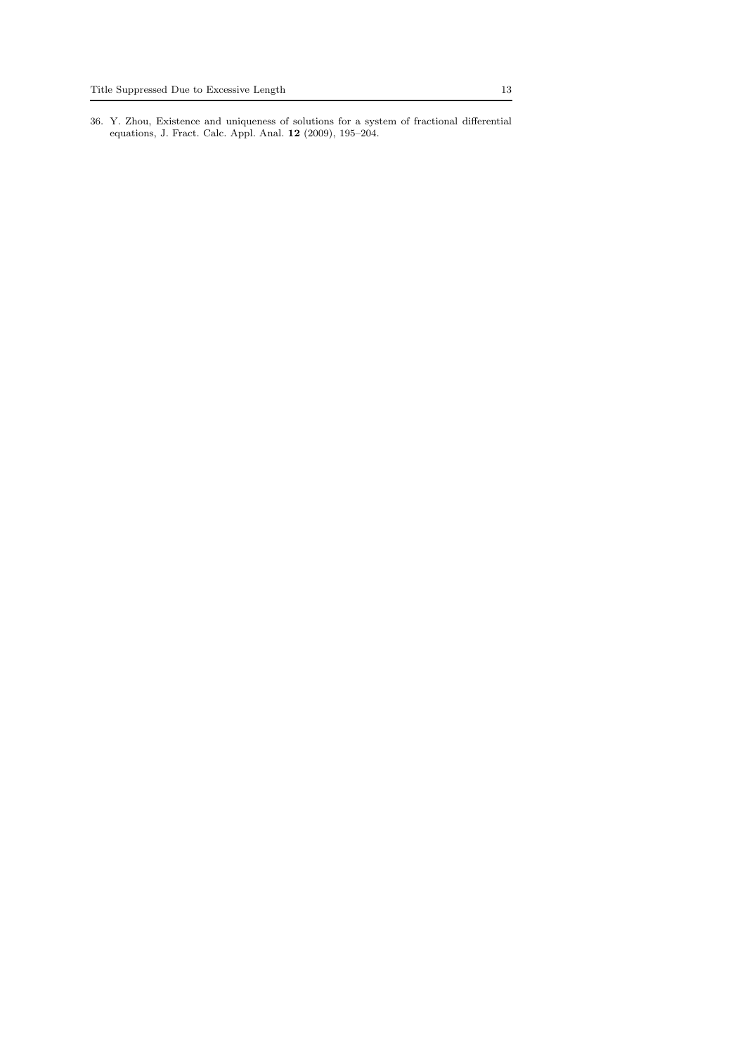36. Y. Zhou, Existence and uniqueness of solutions for a system of fractional differential equations, J. Fract. Calc. Appl. Anal. **12** (2009), 195–204.